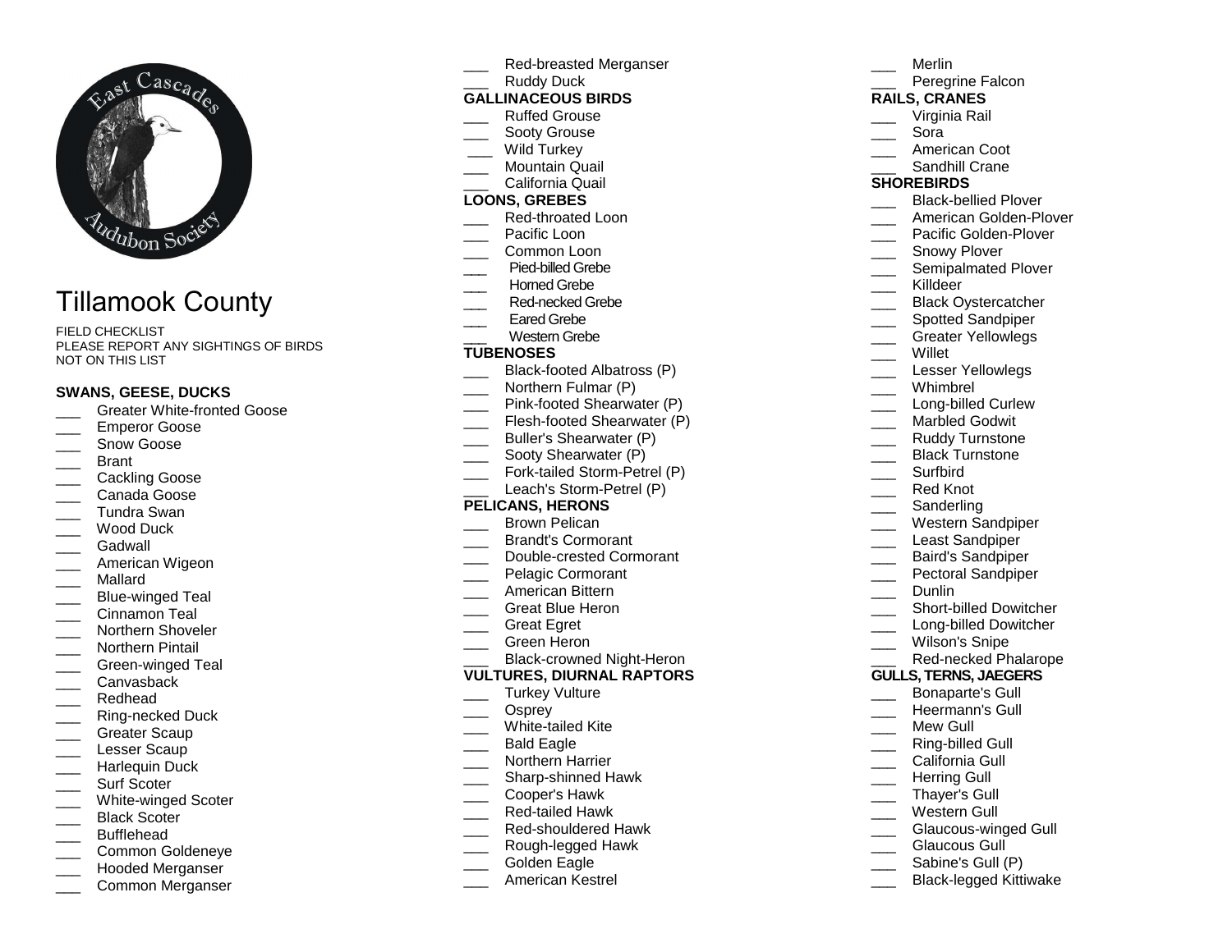# Tillamook County

FIELD CHECKLIST
PLEASE REPORT ANY SIGHTINGS OF BIRDS NOT ON THIS LIST

**SWANS, GEESE, DUCKS**

___ Greater White-fronted Goose
___ Emperor Goose
___ Snow Goose
___ Brant
___ Cackling Goose
___ Canada Goose
___ Tundra Swan
___ Wood Duck
___ Gadwall
___ American Wigeon
___ Mallard
___ Blue-winged Teal
___ Cinnamon Teal
___ Northern Shoveler
___ Northern Pintail
___ Green-winged Teal
___ Canvasback
___ Redhead
___ Ring-necked Duck
___ Greater Scaup
___ Lesser Scaup
___ Harlequin Duck
___ Surf Scoter
___ White-winged Scoter
___ Black Scoter
___ Bufflehead
___ Common Goldeneye
___ Hooded Merganser
___ Common Merganser
___ Red-breasted Merganser
___ Ruddy Duck

**GALLINACEOUS BIRDS**

___ Ruffed Grouse
___ Sooty Grouse
___ Wild Turkey
___ Mountain Quail
___ California Quail

**LOONS, GREBES**

___ Red-throated Loon
___ Pacific Loon
___ Common Loon
___ Pied-billed Grebe
___ Horned Grebe
___ Red-necked Grebe
___ Eared Grebe
___ Western Grebe

**TUBENOSES**

___ Black-footed Albatross (P)
___ Northern Fulmar (P)
___ Pink-footed Shearwater (P)
___ Flesh-footed Shearwater (P)
___ Buller's Shearwater (P)
___ Sooty Shearwater (P)
___ Fork-tailed Storm-Petrel (P)
___ Leach's Storm-Petrel (P)

**PELICANS, HERONS**

___ Brown Pelican
___ Brandt's Cormorant
___ Double-crested Cormorant
___ Pelagic Cormorant
___ American Bittern
___ Great Blue Heron
___ Great Egret
___ Green Heron
___ Black-crowned Night-Heron

**VULTURES, DIURNAL RAPTORS**

___ Turkey Vulture
___ Osprey
___ White-tailed Kite
___ Bald Eagle
___ Northern Harrier
___ Sharp-shinned Hawk
___ Cooper's Hawk
___ Red-tailed Hawk
___ Red-shouldered Hawk
___ Rough-legged Hawk
___ Golden Eagle
___ American Kestrel
___ Merlin
___ Peregrine Falcon

**RAILS, CRANES**

___ Virginia Rail
___ Sora
___ American Coot
___ Sandhill Crane

**SHOREBIRDS**

___ Black-bellied Plover
___ American Golden-Plover
___ Pacific Golden-Plover
___ Snowy Plover
___ Semipalmated Plover
___ Killdeer
___ Black Oystercatcher
___ Spotted Sandpiper
___ Greater Yellowlegs
___ Willet
___ Lesser Yellowlegs
___ Whimbrel
___ Long-billed Curlew
___ Marbled Godwit
___ Ruddy Turnstone
___ Black Turnstone
___ Surfbird
___ Red Knot
___ Sanderling
___ Western Sandpiper
___ Least Sandpiper
___ Baird's Sandpiper
___ Pectoral Sandpiper
___ Dunlin
___ Short-billed Dowitcher
___ Long-billed Dowitcher
___ Wilson's Snipe
___ Red-necked Phalarope

**GULLS, TERNS, JAEGERS**

___ Bonaparte's Gull
___ Heermann's Gull
___ Mew Gull
___ Ring-billed Gull
___ California Gull
___ Herring Gull
___ Thayer's Gull
___ Western Gull
___ Glaucous-winged Gull
___ Glaucous Gull
___ Sabine's Gull (P)
___ Black-legged Kittiwake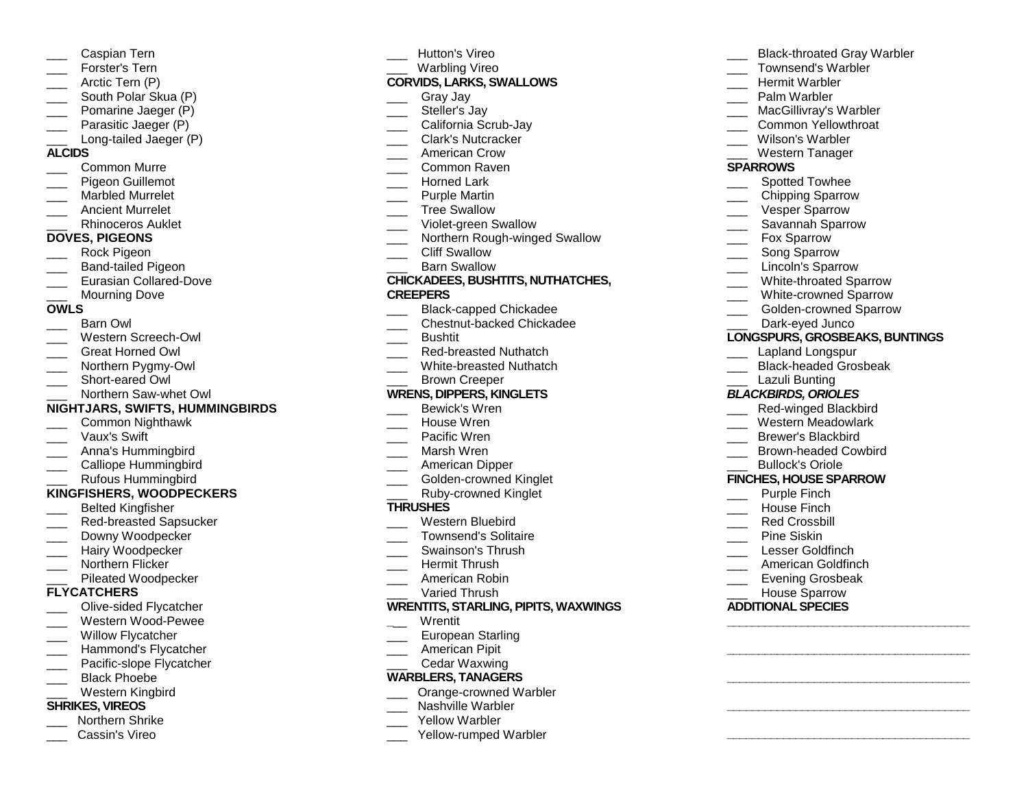___ Caspian Tern
___ Forster's Tern
___ Arctic Tern (P)
___ South Polar Skua (P)
___ Pomarine Jaeger (P)
___ Parasitic Jaeger (P)
___ Long-tailed Jaeger (P)

**ALCIDS**

___ Common Murre
___ Pigeon Guillemot
___ Marbled Murrelet
___ Ancient Murrelet
___ Rhinoceros Auklet

**DOVES, PIGEONS**

___ Rock Pigeon
___ Band-tailed Pigeon
___ Eurasian Collared-Dove
___ Mourning Dove

**OWLS**

___ Barn Owl
___ Western Screech-Owl
___ Great Horned Owl
___ Northern Pygmy-Owl
___ Short-eared Owl
___ Northern Saw-whet Owl

**NIGHTJARS, SWIFTS, HUMMINGBIRDS**

___ Common Nighthawk
___ Vaux's Swift
___ Anna's Hummingbird
___ Calliope Hummingbird
___ Rufous Hummingbird

**KINGFISHERS, WOODPECKERS**

___ Belted Kingfisher
___ Red-breasted Sapsucker
___ Downy Woodpecker
___ Hairy Woodpecker
___ Northern Flicker
___ Pileated Woodpecker

**FLYCATCHERS**

___ Olive-sided Flycatcher
___ Western Wood-Pewee
___ Willow Flycatcher
___ Hammond's Flycatcher
___ Pacific-slope Flycatcher
___ Black Phoebe
___ Western Kingbird

**SHRIKES, VIREOS**

___ Northern Shrike
___ Cassin's Vireo
___ Hutton's Vireo
___ Warbling Vireo

**CORVIDS, LARKS, SWALLOWS**

___ Gray Jay
___ Steller's Jay
___ California Scrub-Jay
___ Clark's Nutcracker
___ American Crow
___ Common Raven
___ Horned Lark
___ Purple Martin
___ Tree Swallow
___ Violet-green Swallow
___ Northern Rough-winged Swallow
___ Cliff Swallow
___ Barn Swallow

**CHICKADEES, BUSHTITS, NUTHATCHES, CREEPERS**

___ Black-capped Chickadee
___ Chestnut-backed Chickadee
___ Bushtit
___ Red-breasted Nuthatch
___ White-breasted Nuthatch
___ Brown Creeper

**WRENS, DIPPERS, KINGLETS**

___ Bewick's Wren
___ House Wren
___ Pacific Wren
___ Marsh Wren
___ American Dipper
___ Golden-crowned Kinglet
___ Ruby-crowned Kinglet

**THRUSHES**

___ Western Bluebird
___ Townsend's Solitaire
___ Swainson's Thrush
___ Hermit Thrush
___ American Robin
___ Varied Thrush

**WRENTITS, STARLING, PIPITS, WAXWINGS**

___ Wrentit
___ European Starling
___ American Pipit
___ Cedar Waxwing

**WARBLERS, TANAGERS**

___ Orange-crowned Warbler
___ Nashville Warbler
___ Yellow Warbler
___ Yellow-rumped Warbler
___ Black-throated Gray Warbler
___ Townsend's Warbler
___ Hermit Warbler
___ Palm Warbler
___ MacGillivray's Warbler
___ Common Yellowthroat
___ Wilson's Warbler
___ Western Tanager

**SPARROWS**

___ Spotted Towhee
___ Chipping Sparrow
___ Vesper Sparrow
___ Savannah Sparrow
___ Fox Sparrow
___ Song Sparrow
___ Lincoln's Sparrow
___ White-throated Sparrow
___ White-crowned Sparrow
___ Golden-crowned Sparrow
___ Dark-eyed Junco

**LONGSPURS, GROSBEAKS, BUNTINGS**

___ Lapland Longspur
___ Black-headed Grosbeak
___ Lazuli Bunting

***BLACKBIRDS, ORIOLES***

___ Red-winged Blackbird
___ Western Meadowlark
___ Brewer's Blackbird
___ Brown-headed Cowbird
___ Bullock's Oriole

**FINCHES, HOUSE SPARROW**

___ Purple Finch
___ House Finch
___ Red Crossbill
___ Pine Siskin
___ Lesser Goldfinch
___ American Goldfinch
___ Evening Grosbeak
___ House Sparrow

**ADDITIONAL SPECIES**

______________________________________

______________________________________

______________________________________

______________________________________

______________________________________